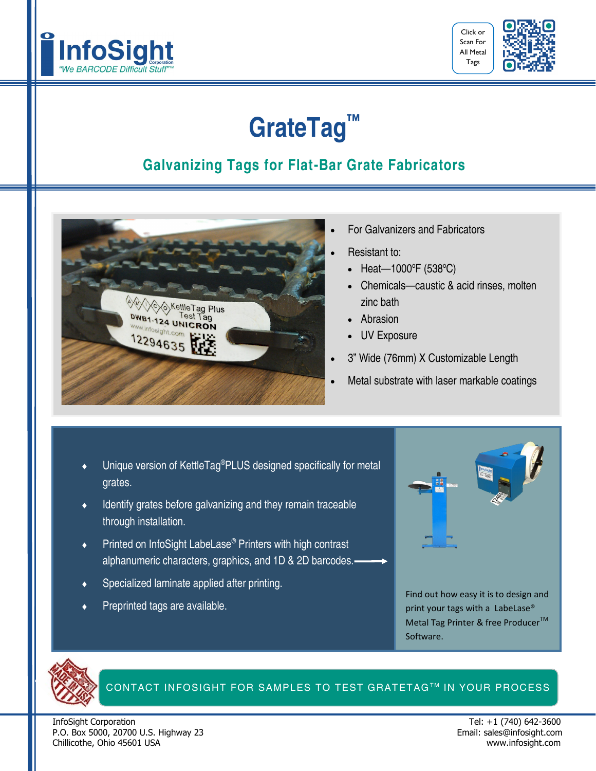InfoSight Corporation
*"We BARCODE Difficult Stuff"™*

Click or Scan For All Metal Tags

# GrateTag™

## Galvanizing Tags for Flat-Bar Grate Fabricators

- For Galvanizers and Fabricators
- Resistant to:
  - Heat—1000°F (538°C)
  - Chemicals—caustic & acid rinses, molten zinc bath
  - Abrasion
  - UV Exposure
- 3" Wide (76mm) X Customizable Length
- Metal substrate with laser markable coatings

- Unique version of KettleTag®PLUS designed specifically for metal grates.
- Identify grates before galvanizing and they remain traceable through installation.
- Printed on InfoSight LabeLase® Printers with high contrast alphanumeric characters, graphics, and 1D & 2D barcodes.
- Specialized laminate applied after printing.
- Preprinted tags are available.

Find out how easy it is to design and print your tags with a LabeLase® Metal Tag Printer & free Producer™ Software.

CONTACT INFOSIGHT FOR SAMPLES TO TEST GRATETAG™ IN YOUR PROCESS

InfoSight Corporation
P.O. Box 5000, 20700 U.S. Highway 23
Chillicothe, Ohio 45601 USA

Tel: +1 (740) 642-3600
Email: sales@infosight.com
www.infosight.com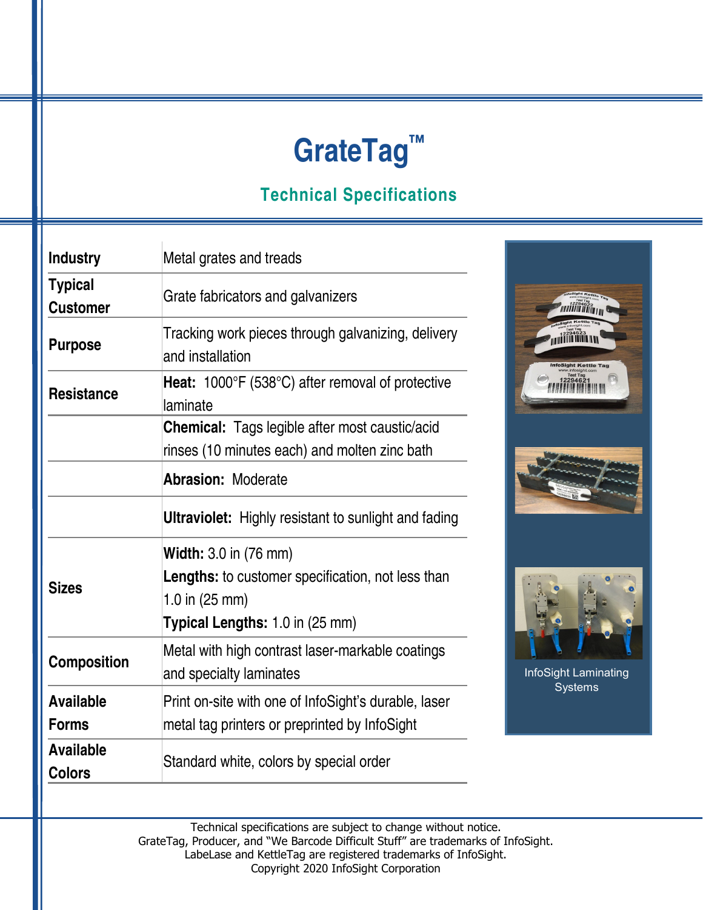# GrateTag™

## Technical Specifications

| | |
|---|---|
| **Industry** | Metal grates and treads |
| **Typical Customer** | Grate fabricators and galvanizers |
| **Purpose** | Tracking work pieces through galvanizing, delivery and installation |
| **Resistance** | **Heat:** 1000°F (538°C) after removal of protective laminate |
| | **Chemical:** Tags legible after most caustic/acid rinses (10 minutes each) and molten zinc bath |
| | **Abrasion:** Moderate |
| | **Ultraviolet:** Highly resistant to sunlight and fading |
| **Sizes** | **Width:** 3.0 in (76 mm)<br>**Lengths:** to customer specification, not less than 1.0 in (25 mm)<br>**Typical Lengths:** 1.0 in (25 mm) |
| **Composition** | Metal with high contrast laser-markable coatings and specialty laminates |
| **Available Forms** | Print on-site with one of InfoSight's durable, laser metal tag printers or preprinted by InfoSight |
| **Available Colors** | Standard white, colors by special order |

InfoSight Laminating Systems

Technical specifications are subject to change without notice.
GrateTag, Producer, and "We Barcode Difficult Stuff" are trademarks of InfoSight.
LabeLase and KettleTag are registered trademarks of InfoSight.
Copyright 2020 InfoSight Corporation